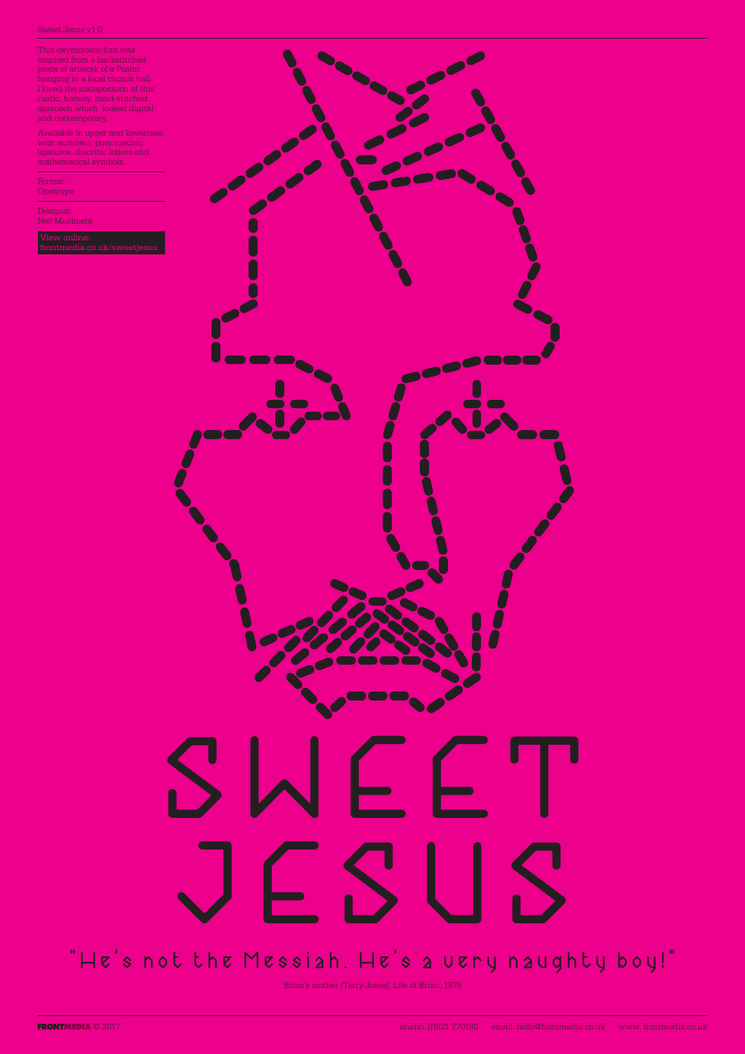Sweet Jesus v1.0

This oxymoronic font was inspired from a backstitched piece of artwork of a Psalm hanging in a local church hall. I loved the juxtaposition of this rustic, homely, hand-stitched approach which looked digital and contemporary.

Available in upper and lowercase with numbers, punctuation, ligatures, diacritic letters and mathematical symbols.

Format:
Opentype

Designer:
Neil Maidment

View online:
frontmedia.co.uk/sweetjesus

# SWEET JESUS

"He's not the Messiah. He's a very naughty boy!"

Brian's mother (Terry Jones), Life of Brian, 1979

FRONTMEDIA © 2017

studio. 01621 770180 email. hello@frontmedia.co.uk www. frontmedia.co.uk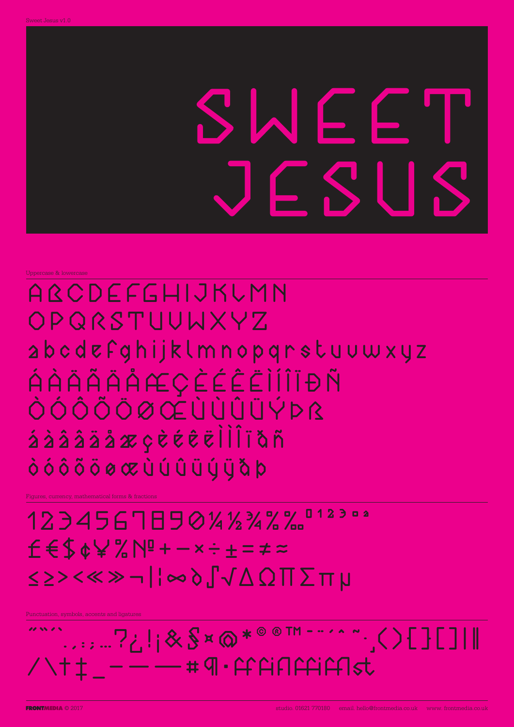# SWEET JESUS

Uppercase & lowercase

ABCDEFGHIJKLMN
OPQRSTUVWXYZ
abcdefghijklmnopqrstuvwxyz
ÁÀÄÃÄÅÆÇÈÉÊËÌÍÎÏÐÑ
ÒÓÔÕÖØŒÙÚÛÜÝÞß
áàâãäåæçèéêëìíîïðñ
òóôõöøœùúûüýÿðþ

Figures, currency, mathematical forms & fractions

1234567890¼½¾%‰⁰¹²³ºª
£€$¢¥%№+−×÷±=≠≈
≤≥><«»¬|¦∞∂∫√∆ΩΠΣπµ

Punctuation, symbols, accents and ligatures

˝"'` .,:;…?¿!¡&§¤@*©®™-¨´^~·¸()[][]|‖
/\†‡_–—— #¶·ﬀﬁﬂﬃﬄst

**FRONTMEDIA** © 2017 studio. 01621 770180 email. hello@frontmedia.co.uk www. frontmedia.co.uk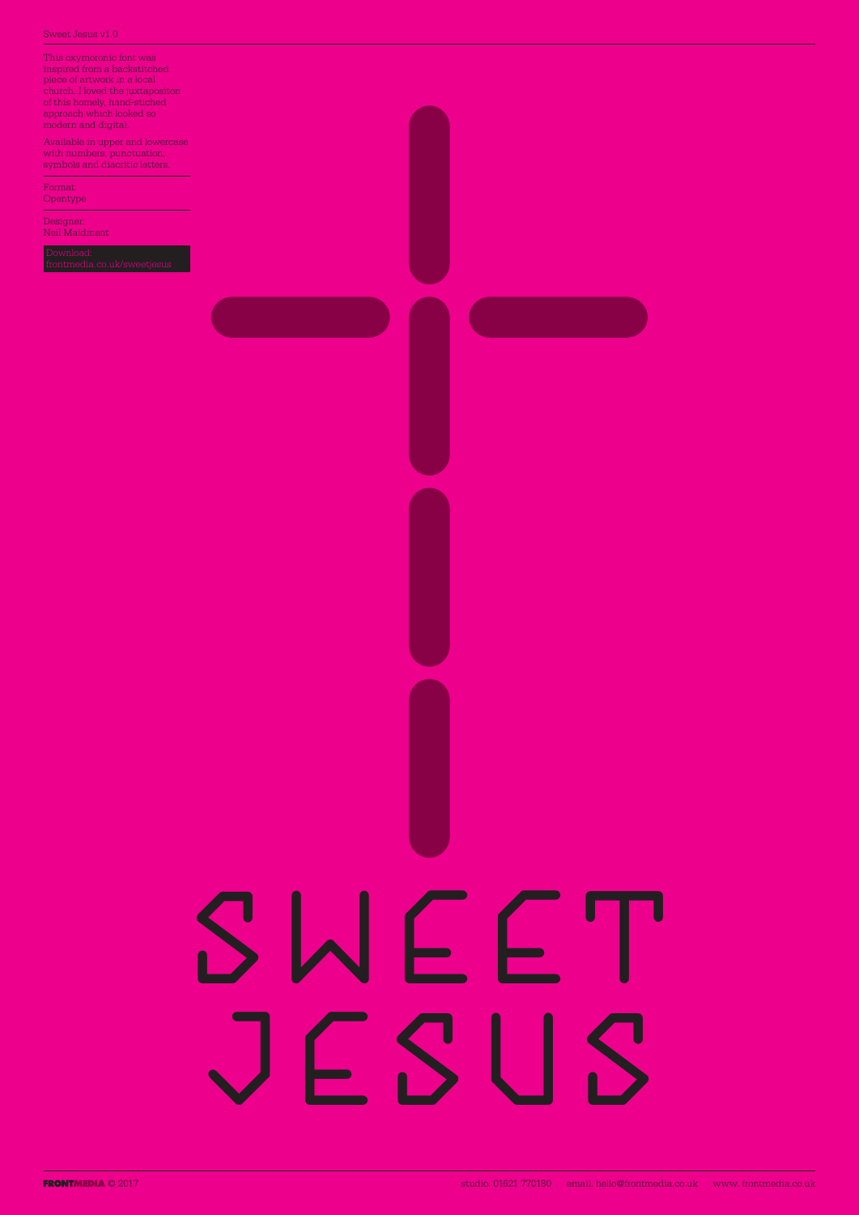Sweet Jesus v1.0

This oxymoronic font was inspired from a backstitched piece of artwork in a local church. I loved the juxtapositon of this homely, hand-stiched approach which looked so modern and digital.

Available in upper and lowercase with numbers, punctuation, symbols and diacritic letters.

Format:
Opentype

Designer:
Neil Maidment

Download:
frontmedia.co.uk/sweetjesus

# SWEET JESUS

**FRONTMEDIA** © 2017

studio. 01621 770180 email. hello@frontmedia.co.uk www. frontmedia.co.uk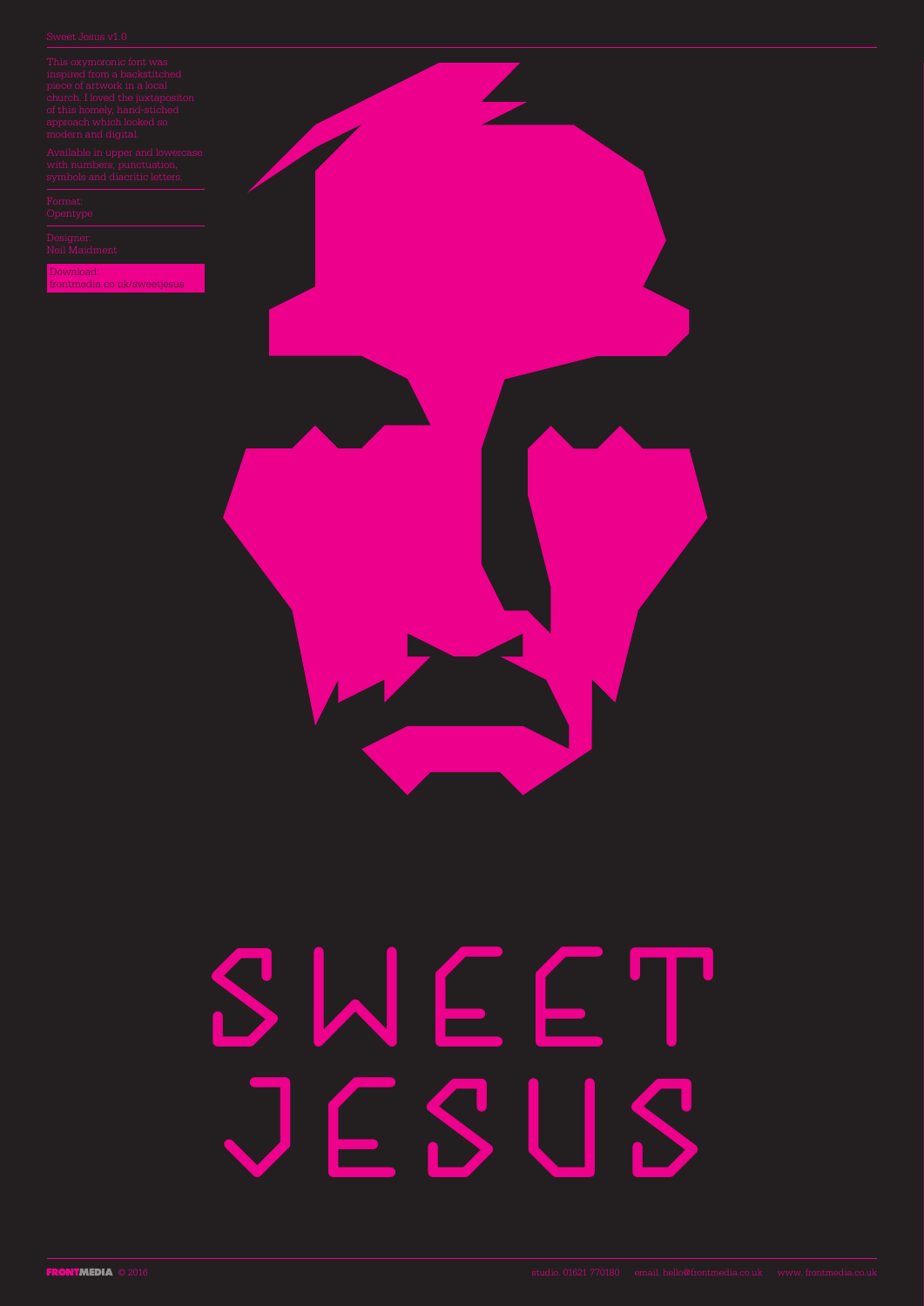Sweet Jesus v1.0

This oxymoronic font was inspired from a backstitched piece of artwork in a local church. I loved the juxtapositon of this homely, hand-stiched approach which looked so modern and digital.

Available in upper and lowercase with numbers, punctuation, symbols and diacritic letters.

Format:
Opentype

Designer:
Neil Maidment

Download:
frontmedia.co.uk/sweetjesus

# SWEET JESUS

**FRONTMEDIA** © 2016

studio. 01621 770180 email. hello@frontmedia.co.uk www. frontmedia.co.uk